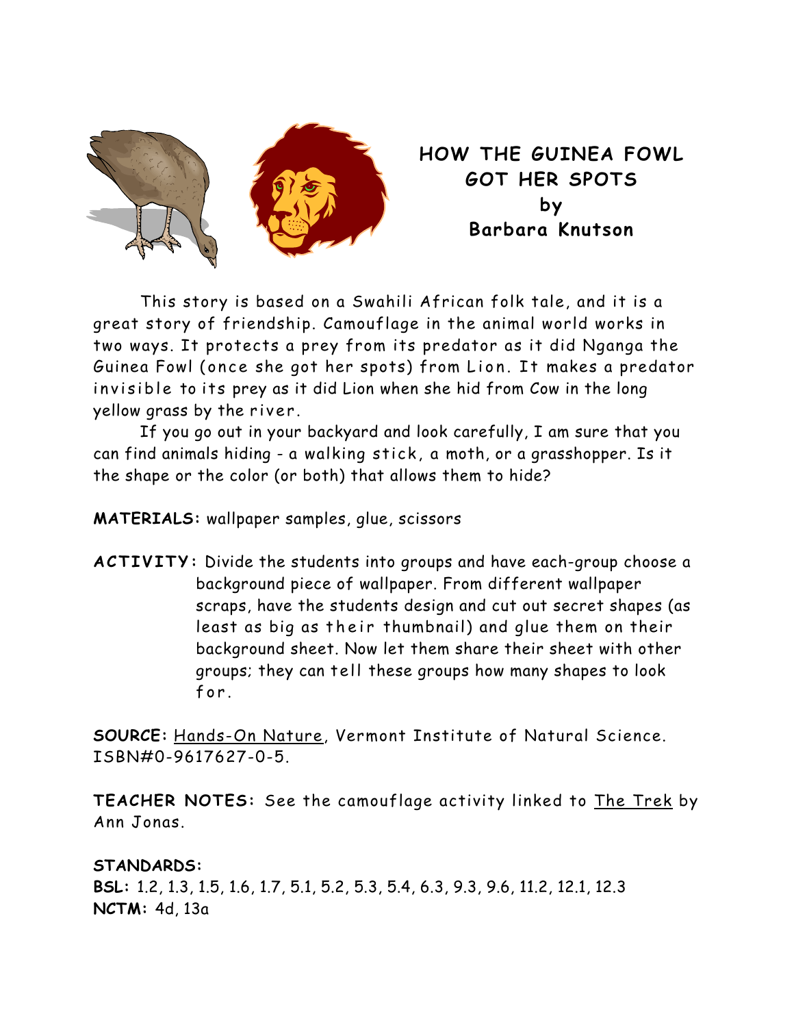# HOW THE GUINEA FOWL GOT HER SPOTS
## by
## Barbara Knutson

This story is based on a Swahili African folk tale, and it is a great story of friendship. Camouflage in the animal world works in two ways. It protects a prey from its predator as it did Nganga the Guinea Fowl (once she got her spots) from Lion. It makes a predator invisible to its prey as it did Lion when she hid from Cow in the long yellow grass by the river.

If you go out in your backyard and look carefully, I am sure that you can find animals hiding - a walking stick, a moth, or a grasshopper. Is it the shape or the color (or both) that allows them to hide?

**MATERIALS:** wallpaper samples, glue, scissors

**ACTIVITY:** Divide the students into groups and have each-group choose a background piece of wallpaper. From different wallpaper scraps, have the students design and cut out secret shapes (as least as big as their thumbnail) and glue them on their background sheet. Now let them share their sheet with other groups; they can tell these groups how many shapes to look for.

**SOURCE:** Hands-On Nature, Vermont Institute of Natural Science. ISBN#0-9617627-0-5.

**TEACHER NOTES:** See the camouflage activity linked to The Trek by Ann Jonas.

**STANDARDS:**
**BSL:** 1.2, 1.3, 1.5, 1.6, 1.7, 5.1, 5.2, 5.3, 5.4, 6.3, 9.3, 9.6, 11.2, 12.1, 12.3
**NCTM:** 4d, 13a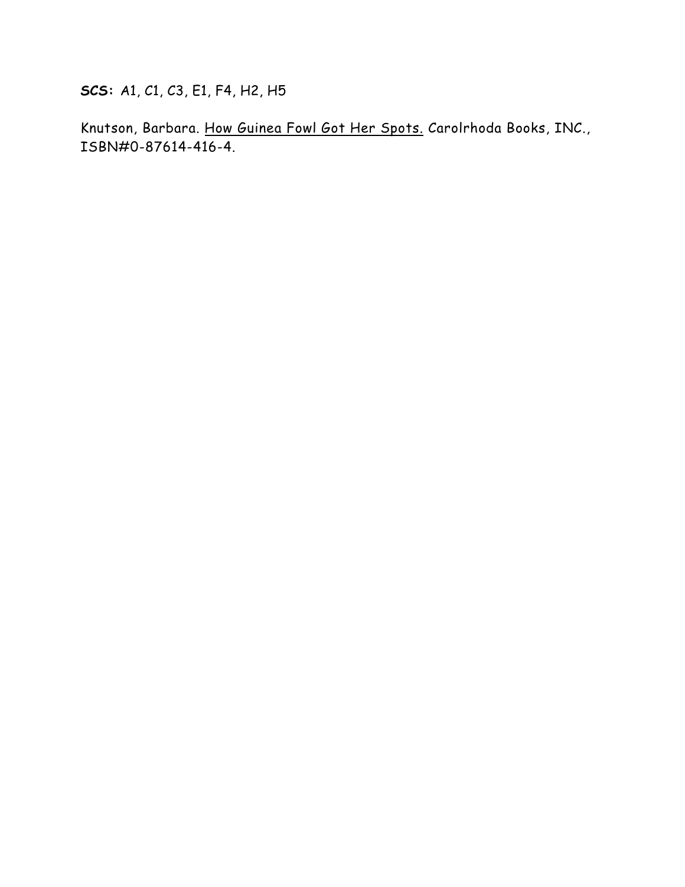**SCS:** A1, C1, C3, E1, F4, H2, H5

Knutson, Barbara. <u>How Guinea Fowl Got Her Spots.</u> Carolrhoda Books, INC., ISBN#0-87614-416-4.